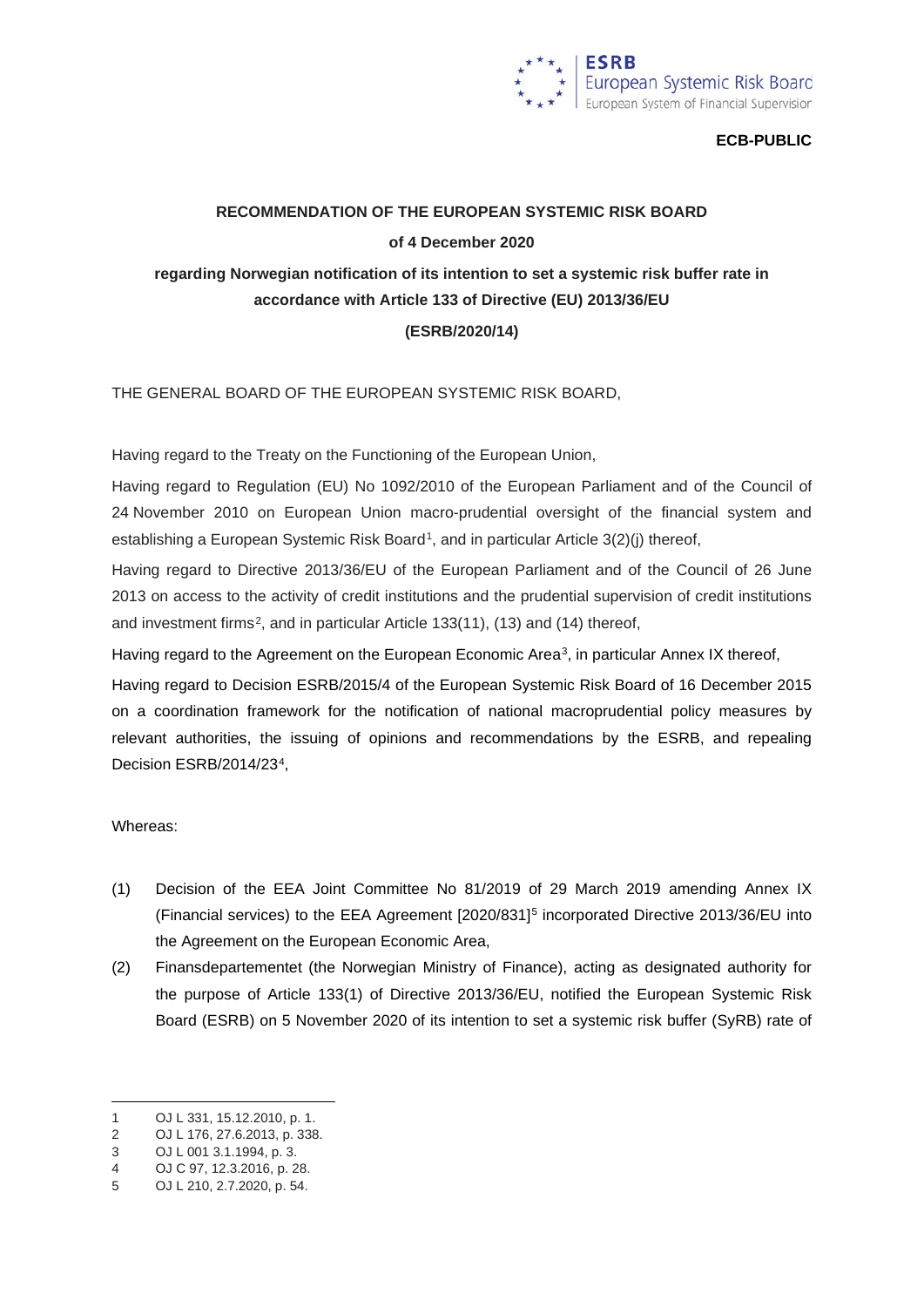**ECB-PUBLIC**

# RECOMMENDATION OF THE EUROPEAN SYSTEMIC RISK BOARD

**of 4 December 2020**

**regarding Norwegian notification of its intention to set a systemic risk buffer rate in accordance with Article 133 of Directive (EU) 2013/36/EU**

**(ESRB/2020/14)**

THE GENERAL BOARD OF THE EUROPEAN SYSTEMIC RISK BOARD,

Having regard to the Treaty on the Functioning of the European Union,

Having regard to Regulation (EU) No 1092/2010 of the European Parliament and of the Council of 24 November 2010 on European Union macro-prudential oversight of the financial system and establishing a European Systemic Risk Board[1], and in particular Article 3(2)(j) thereof,

Having regard to Directive 2013/36/EU of the European Parliament and of the Council of 26 June 2013 on access to the activity of credit institutions and the prudential supervision of credit institutions and investment firms[2], and in particular Article 133(11), (13) and (14) thereof,

Having regard to the Agreement on the European Economic Area[3], in particular Annex IX thereof,

Having regard to Decision ESRB/2015/4 of the European Systemic Risk Board of 16 December 2015 on a coordination framework for the notification of national macroprudential policy measures by relevant authorities, the issuing of opinions and recommendations by the ESRB, and repealing Decision ESRB/2014/23[4],

Whereas:

(1) Decision of the EEA Joint Committee No 81/2019 of 29 March 2019 amending Annex IX (Financial services) to the EEA Agreement [2020/831][5] incorporated Directive 2013/36/EU into the Agreement on the European Economic Area,

(2) Finansdepartementet (the Norwegian Ministry of Finance), acting as designated authority for the purpose of Article 133(1) of Directive 2013/36/EU, notified the European Systemic Risk Board (ESRB) on 5 November 2020 of its intention to set a systemic risk buffer (SyRB) rate of

---

1 OJ L 331, 15.12.2010, p. 1.

2 OJ L 176, 27.6.2013, p. 338.

3 OJ L 001 3.1.1994, p. 3.

4 OJ C 97, 12.3.2016, p. 28.

5 OJ L 210, 2.7.2020, p. 54.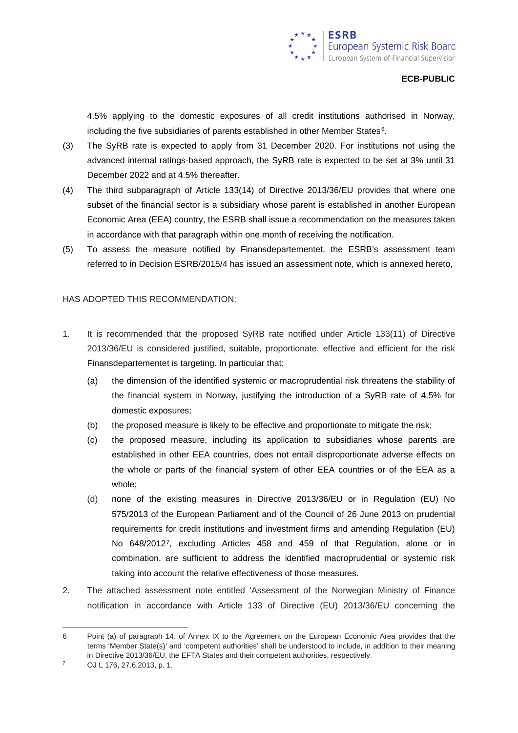4.5% applying to the domestic exposures of all credit institutions authorised in Norway, including the five subsidiaries of parents established in other Member States[6].

(3) The SyRB rate is expected to apply from 31 December 2020. For institutions not using the advanced internal ratings-based approach, the SyRB rate is expected to be set at 3% until 31 December 2022 and at 4.5% thereafter.

(4) The third subparagraph of Article 133(14) of Directive 2013/36/EU provides that where one subset of the financial sector is a subsidiary whose parent is established in another European Economic Area (EEA) country, the ESRB shall issue a recommendation on the measures taken in accordance with that paragraph within one month of receiving the notification.

(5) To assess the measure notified by Finansdepartementet, the ESRB's assessment team referred to in Decision ESRB/2015/4 has issued an assessment note, which is annexed hereto,

HAS ADOPTED THIS RECOMMENDATION:

1. It is recommended that the proposed SyRB rate notified under Article 133(11) of Directive 2013/36/EU is considered justified, suitable, proportionate, effective and efficient for the risk Finansdepartementet is targeting. In particular that:

   (a) the dimension of the identified systemic or macroprudential risk threatens the stability of the financial system in Norway, justifying the introduction of a SyRB rate of 4.5% for domestic exposures;

   (b) the proposed measure is likely to be effective and proportionate to mitigate the risk;

   (c) the proposed measure, including its application to subsidiaries whose parents are established in other EEA countries, does not entail disproportionate adverse effects on the whole or parts of the financial system of other EEA countries or of the EEA as a whole;

   (d) none of the existing measures in Directive 2013/36/EU or in Regulation (EU) No 575/2013 of the European Parliament and of the Council of 26 June 2013 on prudential requirements for credit institutions and investment firms and amending Regulation (EU) No 648/2012[7], excluding Articles 458 and 459 of that Regulation, alone or in combination, are sufficient to address the identified macroprudential or systemic risk taking into account the relative effectiveness of those measures.

2. The attached assessment note entitled 'Assessment of the Norwegian Ministry of Finance notification in accordance with Article 133 of Directive (EU) 2013/36/EU concerning the

---

6 Point (a) of paragraph 14. of Annex IX to the Agreement on the European Economic Area provides that the terms 'Member State(s)' and 'competent authorities' shall be understood to include, in addition to their meaning in Directive 2013/36/EU, the EFTA States and their competent authorities, respectively.

7 OJ L 176, 27.6.2013, p. 1.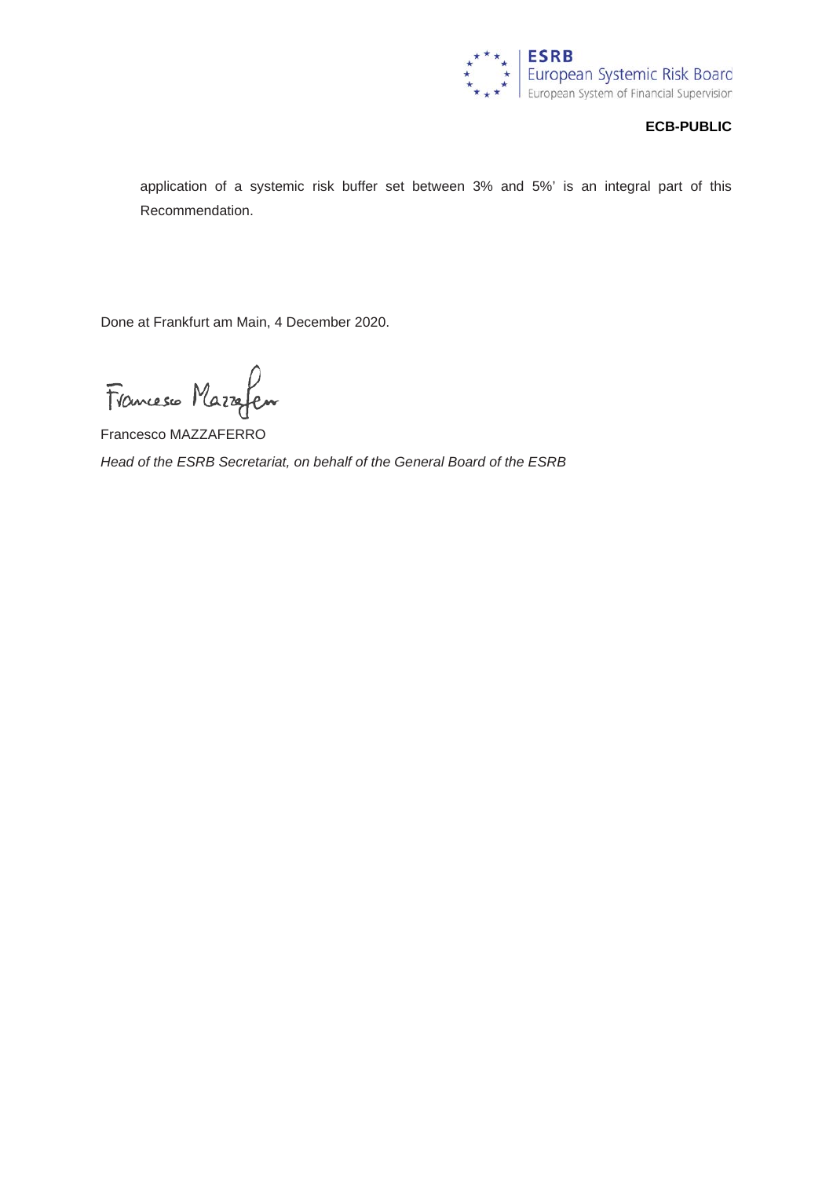application of a systemic risk buffer set between 3% and 5%' is an integral part of this Recommendation.

Done at Frankfurt am Main, 4 December 2020.

Francesco MAZZAFERRO

*Head of the ESRB Secretariat, on behalf of the General Board of the ESRB*